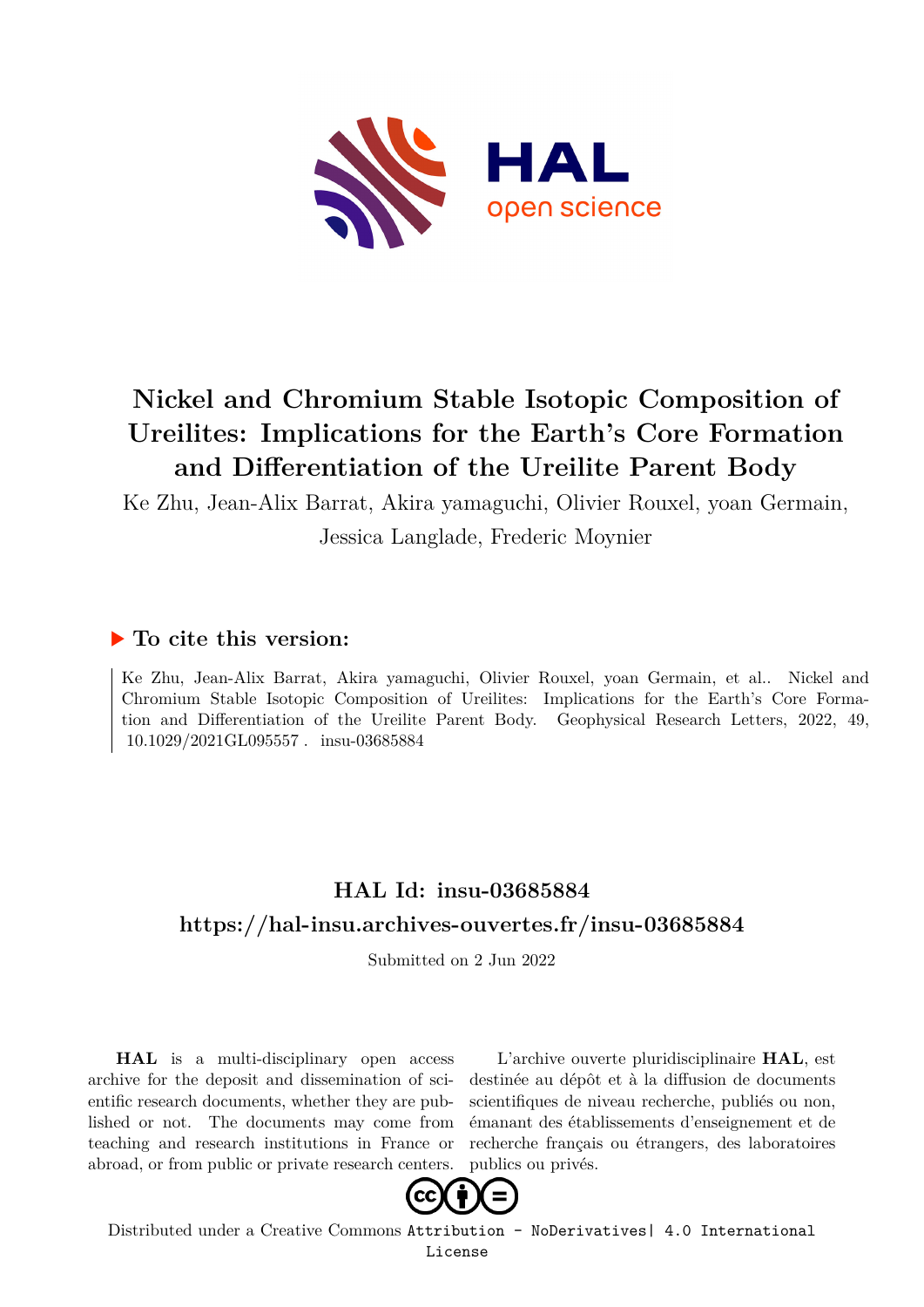# Nickel and Chromium Stable Isotopic Composition of Ureilites: Implications for the Earth's Core Formation and Differentiation of the Ureilite Parent Body

Ke Zhu, Jean-Alix Barrat, Akira yamaguchi, Olivier Rouxel, yoan Germain, Jessica Langlade, Frederic Moynier

## ▶ To cite this version:

Ke Zhu, Jean-Alix Barrat, Akira yamaguchi, Olivier Rouxel, yoan Germain, et al.. Nickel and Chromium Stable Isotopic Composition of Ureilites: Implications for the Earth's Core Formation and Differentiation of the Ureilite Parent Body. Geophysical Research Letters, 2022, 49, 10.1029/2021GL095557 . insu-03685884

## HAL Id: insu-03685884

## https://hal-insu.archives-ouvertes.fr/insu-03685884

Submitted on 2 Jun 2022

**HAL** is a multi-disciplinary open access archive for the deposit and dissemination of scientific research documents, whether they are published or not. The documents may come from teaching and research institutions in France or abroad, or from public or private research centers.

L'archive ouverte pluridisciplinaire **HAL**, est destinée au dépôt et à la diffusion de documents scientifiques de niveau recherche, publiés ou non, émanant des établissements d'enseignement et de recherche français ou étrangers, des laboratoires publics ou privés.

Distributed under a Creative Commons Attribution - NoDerivatives| 4.0 International License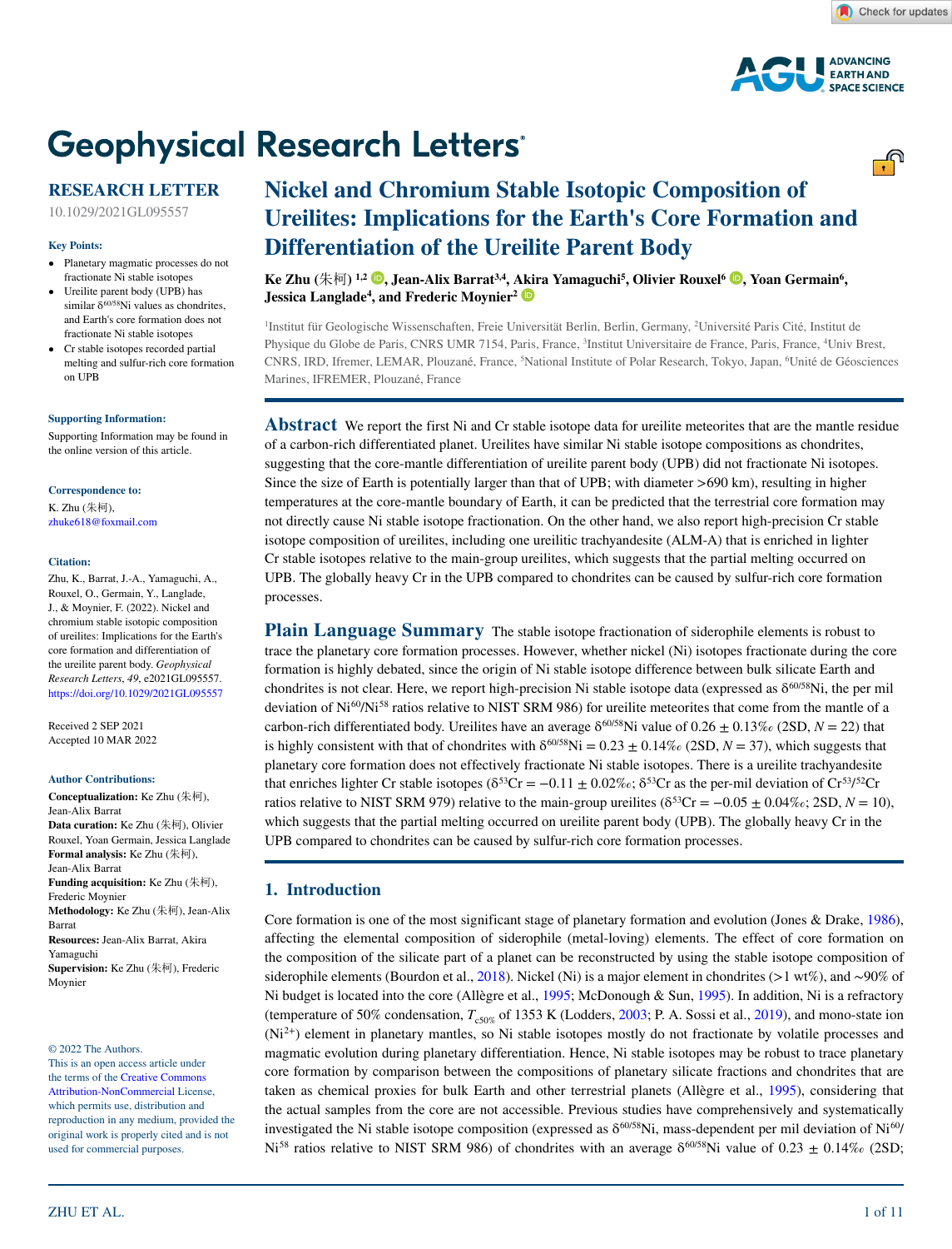# Nickel and Chromium Stable Isotopic Composition of Ureilites: Implications for the Earth's Core Formation and Differentiation of the Ureilite Parent Body

**Ke Zhu (朱柯)** [1,2], **Jean-Alix Barrat**[3,4], **Akira Yamaguchi**[5], **Olivier Rouxel**[6], **Yoan Germain**[6], **Jessica Langlade**[4], **and Frederic Moynier**[2]

[1]Institut für Geologische Wissenschaften, Freie Universität Berlin, Berlin, Germany, [2]Université Paris Cité, Institut de Physique du Globe de Paris, CNRS UMR 7154, Paris, France, [3]Institut Universitaire de France, Paris, France, [4]Univ Brest, CNRS, IRD, Ifremer, LEMAR, Plouzané, France, [5]National Institute of Polar Research, Tokyo, Japan, [6]Unité de Géosciences Marines, IFREMER, Plouzané, France

**RESEARCH LETTER**

10.1029/2021GL095557

**Key Points:**

- Planetary magmatic processes do not fractionate Ni stable isotopes
- Ureilite parent body (UPB) has similar $\delta^{60/58}$Ni values as chondrites, and Earth's core formation does not fractionate Ni stable isotopes
- Cr stable isotopes recorded partial melting and sulfur-rich core formation on UPB

**Supporting Information:**

Supporting Information may be found in the online version of this article.

**Correspondence to:**

K. Zhu (朱柯),
zhuke618@foxmail.com

**Citation:**

Zhu, K., Barrat, J.-A., Yamaguchi, A., Rouxel, O., Germain, Y., Langlade, J., & Moynier, F. (2022). Nickel and chromium stable isotopic composition of ureilites: Implications for the Earth's core formation and differentiation of the ureilite parent body. *Geophysical Research Letters*, *49*, e2021GL095557. https://doi.org/10.1029/2021GL095557

Received 2 SEP 2021
Accepted 10 MAR 2022

**Author Contributions:**

**Conceptualization:** Ke Zhu (朱柯), Jean-Alix Barrat
**Data curation:** Ke Zhu (朱柯), Olivier Rouxel, Yoan Germain, Jessica Langlade
**Formal analysis:** Ke Zhu (朱柯), Jean-Alix Barrat
**Funding acquisition:** Ke Zhu (朱柯), Frederic Moynier
**Methodology:** Ke Zhu (朱柯), Jean-Alix Barrat
**Resources:** Jean-Alix Barrat, Akira Yamaguchi
**Supervision:** Ke Zhu (朱柯), Frederic Moynier

© 2022 The Authors.
This is an open access article under the terms of the Creative Commons Attribution-NonCommercial License, which permits use, distribution and reproduction in any medium, provided the original work is properly cited and is not used for commercial purposes.

## Abstract

We report the first Ni and Cr stable isotope data for ureilite meteorites that are the mantle residue of a carbon-rich differentiated planet. Ureilites have similar Ni stable isotope compositions as chondrites, suggesting that the core-mantle differentiation of ureilite parent body (UPB) did not fractionate Ni isotopes. Since the size of Earth is potentially larger than that of UPB; with diameter >690 km), resulting in higher temperatures at the core-mantle boundary of Earth, it can be predicted that the terrestrial core formation may not directly cause Ni stable isotope fractionation. On the other hand, we also report high-precision Cr stable isotope composition of ureilites, including one ureilitic trachyandesite (ALM-A) that is enriched in lighter Cr stable isotopes relative to the main-group ureilites, which suggests that the partial melting occurred on UPB. The globally heavy Cr in the UPB compared to chondrites can be caused by sulfur-rich core formation processes.

## Plain Language Summary

The stable isotope fractionation of siderophile elements is robust to trace the planetary core formation processes. However, whether nickel (Ni) isotopes fractionate during the core formation is highly debated, since the origin of Ni stable isotope difference between bulk silicate Earth and chondrites is not clear. Here, we report high-precision Ni stable isotope data (expressed as $\delta^{60/58}$Ni, the per mil deviation of $Ni^{60}/Ni^{58}$ ratios relative to NIST SRM 986) for ureilite meteorites that come from the mantle of a carbon-rich differentiated body. Ureilites have an average $\delta^{60/58}$Ni value of 0.26 ± 0.13‰ (2SD, $N = 22$) that is highly consistent with that of chondrites with $\delta^{60/58}$Ni = 0.23 ± 0.14‰ (2SD, $N = 37$), which suggests that planetary core formation does not effectively fractionate Ni stable isotopes. There is a ureilite trachyandesite that enriches lighter Cr stable isotopes ($\delta^{53}$Cr = −0.11 ± 0.02‰; $\delta^{53}$Cr as the per-mil deviation of $Cr^{53}/Cr^{52}$ ratios relative to NIST SRM 979) relative to the main-group ureilites ($\delta^{53}$Cr = −0.05 ± 0.04‰; 2SD, $N = 10$), which suggests that the partial melting occurred on ureilite parent body (UPB). The globally heavy Cr in the UPB compared to chondrites can be caused by sulfur-rich core formation processes.

## 1. Introduction

Core formation is one of the most significant stage of planetary formation and evolution (Jones & Drake, 1986), affecting the elemental composition of siderophile (metal-loving) elements. The effect of core formation on the composition of the silicate part of a planet can be reconstructed by using the stable isotope composition of siderophile elements (Bourdon et al., 2018). Nickel (Ni) is a major element in chondrites (>1 wt%), and ~90% of Ni budget is located into the core (Allègre et al., 1995; McDonough & Sun, 1995). In addition, Ni is a refractory (temperature of 50% condensation, $T_{c50\%}$ of 1353 K (Lodders, 2003; P. A. Sossi et al., 2019), and mono-state ion ($Ni^{2+}$) element in planetary mantles, so Ni stable isotopes mostly do not fractionate by volatile processes and magmatic evolution during planetary differentiation. Hence, Ni stable isotopes may be robust to trace planetary core formation by comparison between the compositions of planetary silicate fractions and chondrites that are taken as chemical proxies for bulk Earth and other terrestrial planets (Allègre et al., 1995), considering that the actual samples from the core are not accessible. Previous studies have comprehensively and systematically investigated the Ni stable isotope composition (expressed as $\delta^{60/58}$Ni, mass-dependent per mil deviation of $Ni^{60}/Ni^{58}$ ratios relative to NIST SRM 986) of chondrites with an average $\delta^{60/58}$Ni value of 0.23 ± 0.14‰ (2SD;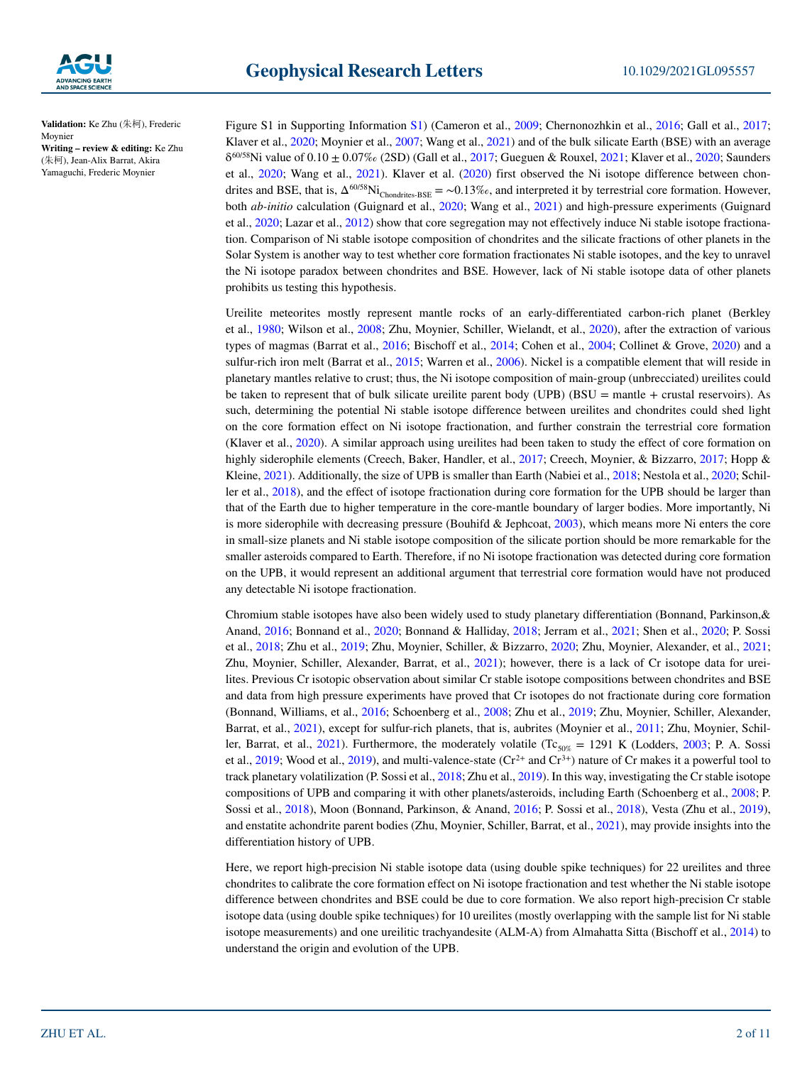**Validation:** Ke Zhu (朱柯), Frederic Moynier
**Writing – review & editing:** Ke Zhu (朱柯), Jean-Alix Barrat, Akira Yamaguchi, Frederic Moynier

Figure S1 in Supporting Information S1) (Cameron et al., 2009; Chernonozhkin et al., 2016; Gall et al., 2017; Klaver et al., 2020; Moynier et al., 2007; Wang et al., 2021) and of the bulk silicate Earth (BSE) with an average $\delta^{60/58}$Ni value of $0.10 \pm 0.07$‰ (2SD) (Gall et al., 2017; Gueguen & Rouxel, 2021; Klaver et al., 2020; Saunders et al., 2020; Wang et al., 2021). Klaver et al. (2020) first observed the Ni isotope difference between chondrites and BSE, that is, $\Delta^{60/58}\text{Ni}_{\text{Chondrites-BSE}} = \sim 0.13$‰, and interpreted it by terrestrial core formation. However, both *ab-initio* calculation (Guignard et al., 2020; Wang et al., 2021) and high-pressure experiments (Guignard et al., 2020; Lazar et al., 2012) show that core segregation may not effectively induce Ni stable isotope fractionation. Comparison of Ni stable isotope composition of chondrites and the silicate fractions of other planets in the Solar System is another way to test whether core formation fractionates Ni stable isotopes, and the key to unravel the Ni isotope paradox between chondrites and BSE. However, lack of Ni stable isotope data of other planets prohibits us testing this hypothesis.

Ureilite meteorites mostly represent mantle rocks of an early-differentiated carbon-rich planet (Berkley et al., 1980; Wilson et al., 2008; Zhu, Moynier, Schiller, Wielandt, et al., 2020), after the extraction of various types of magmas (Barrat et al., 2016; Bischoff et al., 2014; Cohen et al., 2004; Collinet & Grove, 2020) and a sulfur-rich iron melt (Barrat et al., 2015; Warren et al., 2006). Nickel is a compatible element that will reside in planetary mantles relative to crust; thus, the Ni isotope composition of main-group (unbrecciated) ureilites could be taken to represent that of bulk silicate ureilite parent body (UPB) (BSU = mantle + crustal reservoirs). As such, determining the potential Ni stable isotope difference between ureilites and chondrites could shed light on the core formation effect on Ni isotope fractionation, and further constrain the terrestrial core formation (Klaver et al., 2020). A similar approach using ureilites had been taken to study the effect of core formation on highly siderophile elements (Creech, Baker, Handler, et al., 2017; Creech, Moynier, & Bizzarro, 2017; Hopp & Kleine, 2021). Additionally, the size of UPB is smaller than Earth (Nabiei et al., 2018; Nestola et al., 2020; Schiller et al., 2018), and the effect of isotope fractionation during core formation for the UPB should be larger than that of the Earth due to higher temperature in the core-mantle boundary of larger bodies. More importantly, Ni is more siderophile with decreasing pressure (Bouhifd & Jephcoat, 2003), which means more Ni enters the core in small-size planets and Ni stable isotope composition of the silicate portion should be more remarkable for the smaller asteroids compared to Earth. Therefore, if no Ni isotope fractionation was detected during core formation on the UPB, it would represent an additional argument that terrestrial core formation would have not produced any detectable Ni isotope fractionation.

Chromium stable isotopes have also been widely used to study planetary differentiation (Bonnand, Parkinson,& Anand, 2016; Bonnand et al., 2020; Bonnand & Halliday, 2018; Jerram et al., 2021; Shen et al., 2020; P. Sossi et al., 2018; Zhu et al., 2019; Zhu, Moynier, Schiller, & Bizzarro, 2020; Zhu, Moynier, Alexander, et al., 2021; Zhu, Moynier, Schiller, Alexander, Barrat, et al., 2021); however, there is a lack of Cr isotope data for ureilites. Previous Cr isotopic observation about similar Cr stable isotope compositions between chondrites and BSE and data from high pressure experiments have proved that Cr isotopes do not fractionate during core formation (Bonnand, Williams, et al., 2016; Schoenberg et al., 2008; Zhu et al., 2019; Zhu, Moynier, Schiller, Alexander, Barrat, et al., 2021), except for sulfur-rich planets, that is, aubrites (Moynier et al., 2011; Zhu, Moynier, Schiller, Barrat, et al., 2021). Furthermore, the moderately volatile ($Tc_{50\%} = 1291$ K (Lodders, 2003; P. A. Sossi et al., 2019; Wood et al., 2019), and multi-valence-state ($Cr^{2+}$ and $Cr^{3+}$) nature of Cr makes it a powerful tool to track planetary volatilization (P. Sossi et al., 2018; Zhu et al., 2019). In this way, investigating the Cr stable isotope compositions of UPB and comparing it with other planets/asteroids, including Earth (Schoenberg et al., 2008; P. Sossi et al., 2018), Moon (Bonnand, Parkinson, & Anand, 2016; P. Sossi et al., 2018), Vesta (Zhu et al., 2019), and enstatite achondrite parent bodies (Zhu, Moynier, Schiller, Barrat, et al., 2021), may provide insights into the differentiation history of UPB.

Here, we report high-precision Ni stable isotope data (using double spike techniques) for 22 ureilites and three chondrites to calibrate the core formation effect on Ni isotope fractionation and test whether the Ni stable isotope difference between chondrites and BSE could be due to core formation. We also report high-precision Cr stable isotope data (using double spike techniques) for 10 ureilites (mostly overlapping with the sample list for Ni stable isotope measurements) and one ureilitic trachyandesite (ALM-A) from Almahatta Sitta (Bischoff et al., 2014) to understand the origin and evolution of the UPB.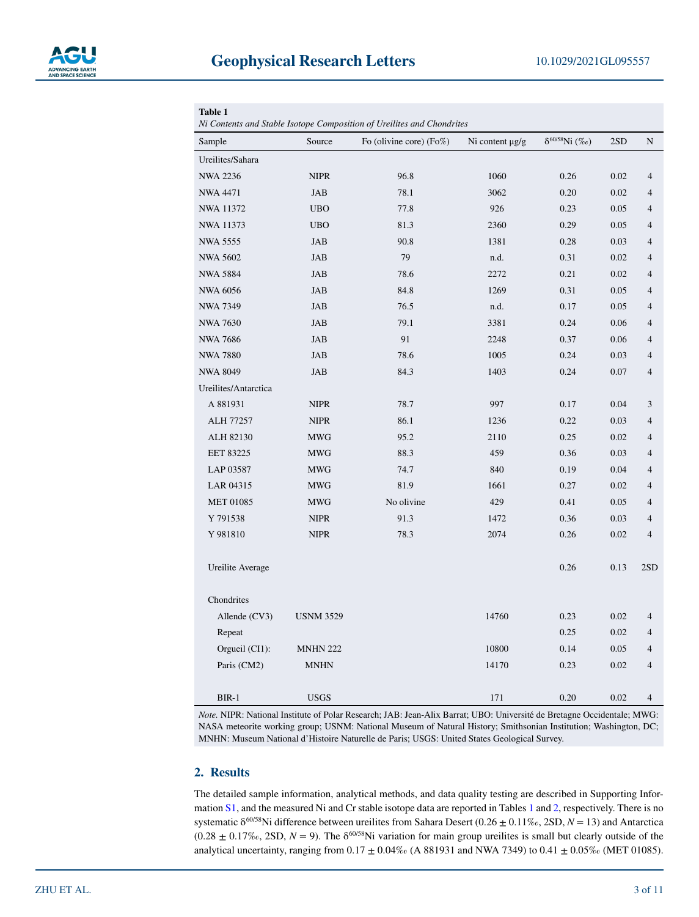**Table 1**
*Ni Contents and Stable Isotope Composition of Ureilites and Chondrites*

| Sample | Source | Fo (olivine core) (Fo%) | Ni content μg/g | $\delta^{60/58}$Ni (‰) | 2SD | N |
|---|---|---|---|---|---|---|
| Ureilites/Sahara | | | | | | |
| NWA 2236 | NIPR | 96.8 | 1060 | 0.26 | 0.02 | 4 |
| NWA 4471 | JAB | 78.1 | 3062 | 0.20 | 0.02 | 4 |
| NWA 11372 | UBO | 77.8 | 926 | 0.23 | 0.05 | 4 |
| NWA 11373 | UBO | 81.3 | 2360 | 0.29 | 0.05 | 4 |
| NWA 5555 | JAB | 90.8 | 1381 | 0.28 | 0.03 | 4 |
| NWA 5602 | JAB | 79 | n.d. | 0.31 | 0.02 | 4 |
| NWA 5884 | JAB | 78.6 | 2272 | 0.21 | 0.02 | 4 |
| NWA 6056 | JAB | 84.8 | 1269 | 0.31 | 0.05 | 4 |
| NWA 7349 | JAB | 76.5 | n.d. | 0.17 | 0.05 | 4 |
| NWA 7630 | JAB | 79.1 | 3381 | 0.24 | 0.06 | 4 |
| NWA 7686 | JAB | 91 | 2248 | 0.37 | 0.06 | 4 |
| NWA 7880 | JAB | 78.6 | 1005 | 0.24 | 0.03 | 4 |
| NWA 8049 | JAB | 84.3 | 1403 | 0.24 | 0.07 | 4 |
| Ureilites/Antarctica | | | | | | |
| A 881931 | NIPR | 78.7 | 997 | 0.17 | 0.04 | 3 |
| ALH 77257 | NIPR | 86.1 | 1236 | 0.22 | 0.03 | 4 |
| ALH 82130 | MWG | 95.2 | 2110 | 0.25 | 0.02 | 4 |
| EET 83225 | MWG | 88.3 | 459 | 0.36 | 0.03 | 4 |
| LAP 03587 | MWG | 74.7 | 840 | 0.19 | 0.04 | 4 |
| LAR 04315 | MWG | 81.9 | 1661 | 0.27 | 0.02 | 4 |
| MET 01085 | MWG | No olivine | 429 | 0.41 | 0.05 | 4 |
| Y 791538 | NIPR | 91.3 | 1472 | 0.36 | 0.03 | 4 |
| Y 981810 | NIPR | 78.3 | 2074 | 0.26 | 0.02 | 4 |
| Ureilite Average | | | | 0.26 | 0.13 | 2SD |
| Chondrites | | | | | | |
| Allende (CV3) | USNM 3529 | | 14760 | 0.23 | 0.02 | 4 |
| Repeat | | | | 0.25 | 0.02 | 4 |
| Orgueil (CI1): | MNHN 222 | | 10800 | 0.14 | 0.05 | 4 |
| Paris (CM2) | MNHN | | 14170 | 0.23 | 0.02 | 4 |
| BIR-1 | USGS | | 171 | 0.20 | 0.02 | 4 |

*Note.* NIPR: National Institute of Polar Research; JAB: Jean-Alix Barrat; UBO: Université de Bretagne Occidentale; MWG: NASA meteorite working group; USNM: National Museum of Natural History; Smithsonian Institution; Washington, DC; MNHN: Museum National d'Histoire Naturelle de Paris; USGS: United States Geological Survey.

## 2. Results

The detailed sample information, analytical methods, and data quality testing are described in Supporting Information S1, and the measured Ni and Cr stable isotope data are reported in Tables 1 and 2, respectively. There is no systematic $\delta^{60/58}$Ni difference between ureilites from Sahara Desert ($0.26 \pm 0.11$‰, 2SD, $N = 13$) and Antarctica ($0.28 \pm 0.17$‰, 2SD, $N = 9$). The $\delta^{60/58}$Ni variation for main group ureilites is small but clearly outside of the analytical uncertainty, ranging from $0.17 \pm 0.04$‰ (A 881931 and NWA 7349) to $0.41 \pm 0.05$‰ (MET 01085).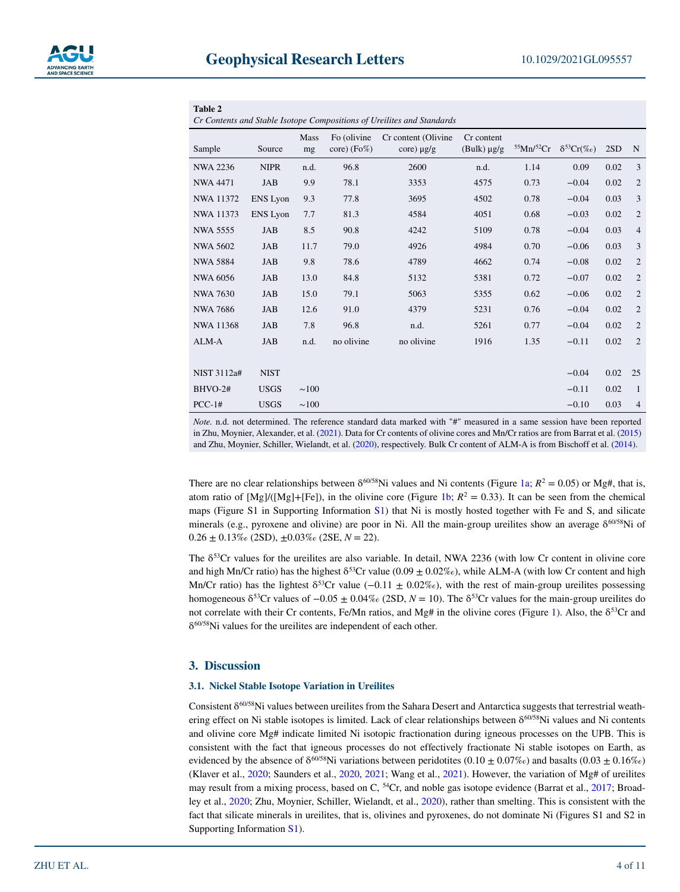**Table 2**
*Cr Contents and Stable Isotope Compositions of Ureilites and Standards*

| Sample | Source | Mass mg | Fo (olivine core) (Fo%) | Cr content (Olivine core) μg/g | Cr content (Bulk) μg/g | $^{55}$Mn/$^{52}$Cr | $\delta^{53}$Cr(‰) | 2SD | N |
|---|---|---|---|---|---|---|---|---|---|
| NWA 2236 | NIPR | n.d. | 96.8 | 2600 | n.d. | 1.14 | 0.09 | 0.02 | 3 |
| NWA 4471 | JAB | 9.9 | 78.1 | 3353 | 4575 | 0.73 | −0.04 | 0.02 | 2 |
| NWA 11372 | ENS Lyon | 9.3 | 77.8 | 3695 | 4502 | 0.78 | −0.04 | 0.03 | 3 |
| NWA 11373 | ENS Lyon | 7.7 | 81.3 | 4584 | 4051 | 0.68 | −0.03 | 0.02 | 2 |
| NWA 5555 | JAB | 8.5 | 90.8 | 4242 | 5109 | 0.78 | −0.04 | 0.03 | 4 |
| NWA 5602 | JAB | 11.7 | 79.0 | 4926 | 4984 | 0.70 | −0.06 | 0.03 | 3 |
| NWA 5884 | JAB | 9.8 | 78.6 | 4789 | 4662 | 0.74 | −0.08 | 0.02 | 2 |
| NWA 6056 | JAB | 13.0 | 84.8 | 5132 | 5381 | 0.72 | −0.07 | 0.02 | 2 |
| NWA 7630 | JAB | 15.0 | 79.1 | 5063 | 5355 | 0.62 | −0.06 | 0.02 | 2 |
| NWA 7686 | JAB | 12.6 | 91.0 | 4379 | 5231 | 0.76 | −0.04 | 0.02 | 2 |
| NWA 11368 | JAB | 7.8 | 96.8 | n.d. | 5261 | 0.77 | −0.04 | 0.02 | 2 |
| ALM-A | JAB | n.d. | no olivine | no olivine | 1916 | 1.35 | −0.11 | 0.02 | 2 |
| | | | | | | | | | |
| NIST 3112a# | NIST | | | | | | −0.04 | 0.02 | 25 |
| BHVO-2# | USGS | ~100 | | | | | −0.11 | 0.02 | 1 |
| PCC-1# | USGS | ~100 | | | | | −0.10 | 0.03 | 4 |

*Note.* n.d. not determined. The reference standard data marked with "#" measured in a same session have been reported in Zhu, Moynier, Alexander, et al. (2021). Data for Cr contents of olivine cores and Mn/Cr ratios are from Barrat et al. (2015) and Zhu, Moynier, Schiller, Wielandt, et al. (2020), respectively. Bulk Cr content of ALM-A is from Bischoff et al. (2014).

There are no clear relationships between $\delta^{60/58}$Ni values and Ni contents (Figure 1a; $R^2 = 0.05$) or Mg#, that is, atom ratio of [Mg]/([Mg]+[Fe]), in the olivine core (Figure 1b; $R^2 = 0.33$). It can be seen from the chemical maps (Figure S1 in Supporting Information S1) that Ni is mostly hosted together with Fe and S, and silicate minerals (e.g., pyroxene and olivine) are poor in Ni. All the main-group ureilites show an average $\delta^{60/58}$Ni of $0.26 \pm 0.13$‰ (2SD), $\pm 0.03$‰ (2SE, $N = 22$).

The $\delta^{53}$Cr values for the ureilites are also variable. In detail, NWA 2236 (with low Cr content in olivine core and high Mn/Cr ratio) has the highest $\delta^{53}$Cr value ($0.09 \pm 0.02$‰), while ALM-A (with low Cr content and high Mn/Cr ratio) has the lightest $\delta^{53}$Cr value ($-0.11 \pm 0.02$‰), with the rest of main-group ureilites possessing homogeneous $\delta^{53}$Cr values of $-0.05 \pm 0.04$‰ (2SD, $N = 10$). The $\delta^{53}$Cr values for the main-group ureilites do not correlate with their Cr contents, Fe/Mn ratios, and Mg# in the olivine cores (Figure 1). Also, the $\delta^{53}$Cr and $\delta^{60/58}$Ni values for the ureilites are independent of each other.

## 3. Discussion

### 3.1. Nickel Stable Isotope Variation in Ureilites

Consistent $\delta^{60/58}$Ni values between ureilites from the Sahara Desert and Antarctica suggests that terrestrial weathering effect on Ni stable isotopes is limited. Lack of clear relationships between $\delta^{60/58}$Ni values and Ni contents and olivine core Mg# indicate limited Ni isotopic fractionation during igneous processes on the UPB. This is consistent with the fact that igneous processes do not effectively fractionate Ni stable isotopes on Earth, as evidenced by the absence of $\delta^{60/58}$Ni variations between peridotites ($0.10 \pm 0.07$‰) and basalts ($0.03 \pm 0.16$‰) (Klaver et al., 2020; Saunders et al., 2020, 2021; Wang et al., 2021). However, the variation of Mg# of ureilites may result from a mixing process, based on C, $^{54}$Cr, and noble gas isotope evidence (Barrat et al., 2017; Broadley et al., 2020; Zhu, Moynier, Schiller, Wielandt, et al., 2020), rather than smelting. This is consistent with the fact that silicate minerals in ureilites, that is, olivines and pyroxenes, do not dominate Ni (Figures S1 and S2 in Supporting Information S1).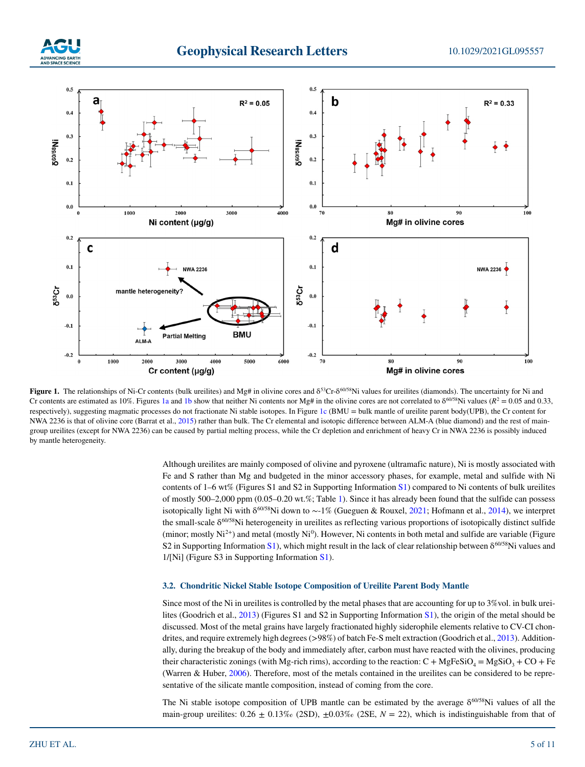**Figure 1.** The relationships of Ni-Cr contents (bulk ureilites) and Mg# in olivine cores and $\delta^{53}$Cr-$\delta^{60/58}$Ni values for ureilites (diamonds). The uncertainty for Ni and Cr contents are estimated as 10%. Figures 1a and 1b show that neither Ni contents nor Mg# in the olivine cores are correlated to $\delta^{60/58}$Ni values ($R^2 = 0.05$ and 0.33, respectively), suggesting magmatic processes do not fractionate Ni stable isotopes. In Figure 1c (BMU = bulk mantle of ureilite parent body(UPB), the Cr content for NWA 2236 is that of olivine core (Barrat et al., 2015) rather than bulk. The Cr elemental and isotopic difference between ALM-A (blue diamond) and the rest of main-group ureilites (except for NWA 2236) can be caused by partial melting process, while the Cr depletion and enrichment of heavy Cr in NWA 2236 is possibly induced by mantle heterogeneity.

Although ureilites are mainly composed of olivine and pyroxene (ultramafic nature), Ni is mostly associated with Fe and S rather than Mg and budgeted in the minor accessory phases, for example, metal and sulfide with Ni contents of 1–6 wt% (Figures S1 and S2 in Supporting Information S1) compared to Ni contents of bulk ureilites of mostly 500–2,000 ppm (0.05–0.20 wt.%; Table 1). Since it has already been found that the sulfide can possess isotopically light Ni with $\delta^{60/58}$Ni down to ~-1% (Gueguen & Rouxel, 2021; Hofmann et al., 2014), we interpret the small-scale $\delta^{60/58}$Ni heterogeneity in ureilites as reflecting various proportions of isotopically distinct sulfide (minor; mostly $Ni^{2+}$) and metal (mostly $Ni^{0}$). However, Ni contents in both metal and sulfide are variable (Figure S2 in Supporting Information S1), which might result in the lack of clear relationship between $\delta^{60/58}$Ni values and 1/[Ni] (Figure S3 in Supporting Information S1).

### 3.2. Chondritic Nickel Stable Isotope Composition of Ureilite Parent Body Mantle

Since most of the Ni in ureilites is controlled by the metal phases that are accounting for up to 3%vol. in bulk ureilites (Goodrich et al., 2013) (Figures S1 and S2 in Supporting Information S1), the origin of the metal should be discussed. Most of the metal grains have largely fractionated highly siderophile elements relative to CV-CI chondrites, and require extremely high degrees (>98%) of batch Fe-S melt extraction (Goodrich et al., 2013). Additionally, during the breakup of the body and immediately after, carbon must have reacted with the olivines, producing their characteristic zonings (with Mg-rich rims), according to the reaction: $C + MgFeSiO_4 = MgSiO_3 + CO + Fe$ (Warren & Huber, 2006). Therefore, most of the metals contained in the ureilites can be considered to be representative of the silicate mantle composition, instead of coming from the core.

The Ni stable isotope composition of UPB mantle can be estimated by the average $\delta^{60/58}$Ni values of all the main-group ureilites: 0.26 ± 0.13‰ (2SD), ±0.03‰ (2SE, $N = 22$), which is indistinguishable from that of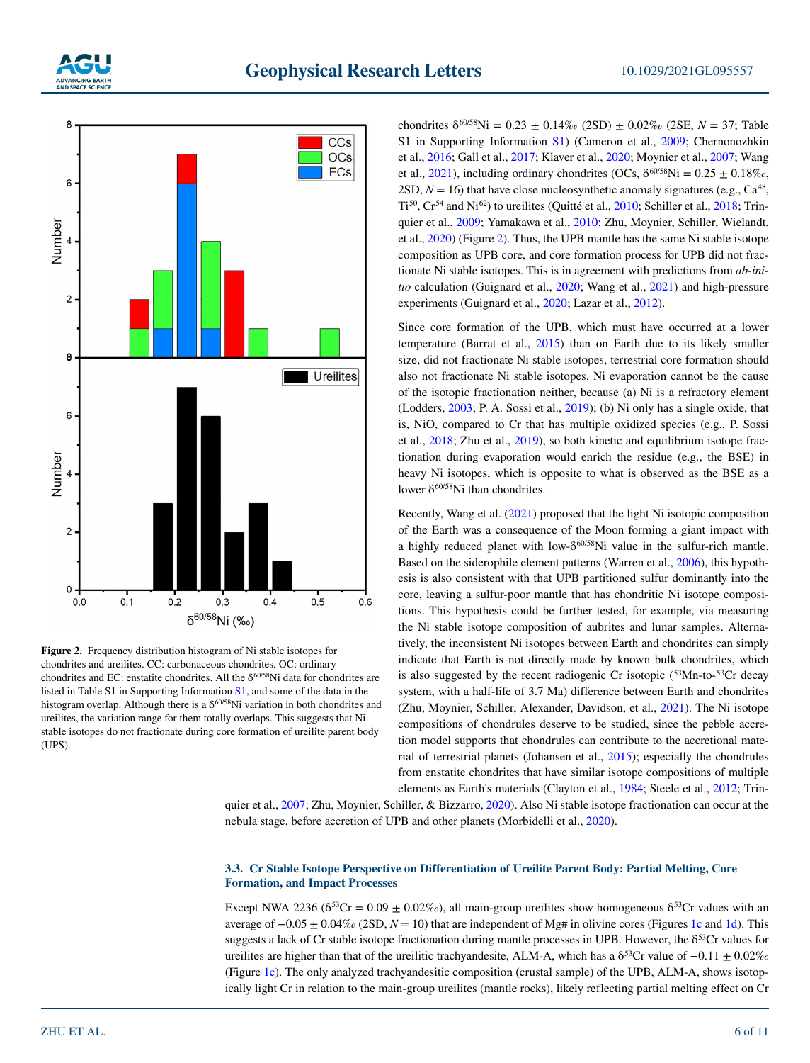Figure 2. Frequency distribution histogram of Ni stable isotopes for chondrites and ureilites. CC: carbonaceous chondrites, OC: ordinary chondrites and EC: enstatite chondrites. All the $\delta^{60/58}$Ni data for chondrites are listed in Table S1 in Supporting Information S1, and some of the data in the histogram overlap. Although there is a $\delta^{60/58}$Ni variation in both chondrites and ureilites, the variation range for them totally overlaps. This suggests that Ni stable isotopes do not fractionate during core formation of ureilite parent body (UPS).

chondrites $\delta^{60/58}$Ni = 0.23 ± 0.14‰ (2SD) ± 0.02‰ (2SE, $N = 37$; Table S1 in Supporting Information S1) (Cameron et al., 2009; Chernonozhkin et al., 2016; Gall et al., 2017; Klaver et al., 2020; Moynier et al., 2007; Wang et al., 2021), including ordinary chondrites (OCs, $\delta^{60/58}$Ni = 0.25 ± 0.18‰, 2SD, $N = 16$) that have close nucleosynthetic anomaly signatures (e.g., $Ca^{48}$, $Ti^{50}$, $Cr^{54}$ and $Ni^{62}$) to ureilites (Quitté et al., 2010; Schiller et al., 2018; Trinquier et al., 2009; Yamakawa et al., 2010; Zhu, Moynier, Schiller, Wielandt, et al., 2020) (Figure 2). Thus, the UPB mantle has the same Ni stable isotope composition as UPB core, and core formation process for UPB did not fractionate Ni stable isotopes. This is in agreement with predictions from *ab-initio* calculation (Guignard et al., 2020; Wang et al., 2021) and high-pressure experiments (Guignard et al., 2020; Lazar et al., 2012).

Since core formation of the UPB, which must have occurred at a lower temperature (Barrat et al., 2015) than on Earth due to its likely smaller size, did not fractionate Ni stable isotopes, terrestrial core formation should also not fractionate Ni stable isotopes. Ni evaporation cannot be the cause of the isotopic fractionation neither, because (a) Ni is a refractory element (Lodders, 2003; P. A. Sossi et al., 2019); (b) Ni only has a single oxide, that is, NiO, compared to Cr that has multiple oxidized species (e.g., P. Sossi et al., 2018; Zhu et al., 2019), so both kinetic and equilibrium isotope fractionation during evaporation would enrich the residue (e.g., the BSE) in heavy Ni isotopes, which is opposite to what is observed as the BSE as a lower $\delta^{60/58}$Ni than chondrites.

Recently, Wang et al. (2021) proposed that the light Ni isotopic composition of the Earth was a consequence of the Moon forming a giant impact with a highly reduced planet with low-$\delta^{60/58}$Ni value in the sulfur-rich mantle. Based on the siderophile element patterns (Warren et al., 2006), this hypothesis is also consistent with that UPB partitioned sulfur dominantly into the core, leaving a sulfur-poor mantle that has chondritic Ni isotope compositions. This hypothesis could be further tested, for example, via measuring the Ni stable isotope composition of aubrites and lunar samples. Alternatively, the inconsistent Ni isotopes between Earth and chondrites can simply indicate that Earth is not directly made by known bulk chondrites, which is also suggested by the recent radiogenic Cr isotopic ($^{53}$Mn-to-$^{53}$Cr decay system, with a half-life of 3.7 Ma) difference between Earth and chondrites (Zhu, Moynier, Schiller, Alexander, Davidson, et al., 2021). The Ni isotope compositions of chondrules deserve to be studied, since the pebble accretion model supports that chondrules can contribute to the accretional material of terrestrial planets (Johansen et al., 2015); especially the chondrules from enstatite chondrites that have similar isotope compositions of multiple elements as Earth's materials (Clayton et al., 1984; Steele et al., 2012; Trinquier et al., 2007; Zhu, Moynier, Schiller, & Bizzarro, 2020). Also Ni stable isotope fractionation can occur at the nebula stage, before accretion of UPB and other planets (Morbidelli et al., 2020).

### 3.3. Cr Stable Isotope Perspective on Differentiation of Ureilite Parent Body: Partial Melting, Core Formation, and Impact Processes

Except NWA 2236 ($\delta^{53}$Cr = 0.09 ± 0.02‰), all main-group ureilites show homogeneous $\delta^{53}$Cr values with an average of −0.05 ± 0.04‰ (2SD, $N = 10$) that are independent of Mg# in olivine cores (Figures 1c and 1d). This suggests a lack of Cr stable isotope fractionation during mantle processes in UPB. However, the $\delta^{53}$Cr values for ureilites are higher than that of the ureilitic trachyandesite, ALM-A, which has a $\delta^{53}$Cr value of −0.11 ± 0.02‰ (Figure 1c). The only analyzed trachyandesitic composition (crustal sample) of the UPB, ALM-A, shows isotopically light Cr in relation to the main-group ureilites (mantle rocks), likely reflecting partial melting effect on Cr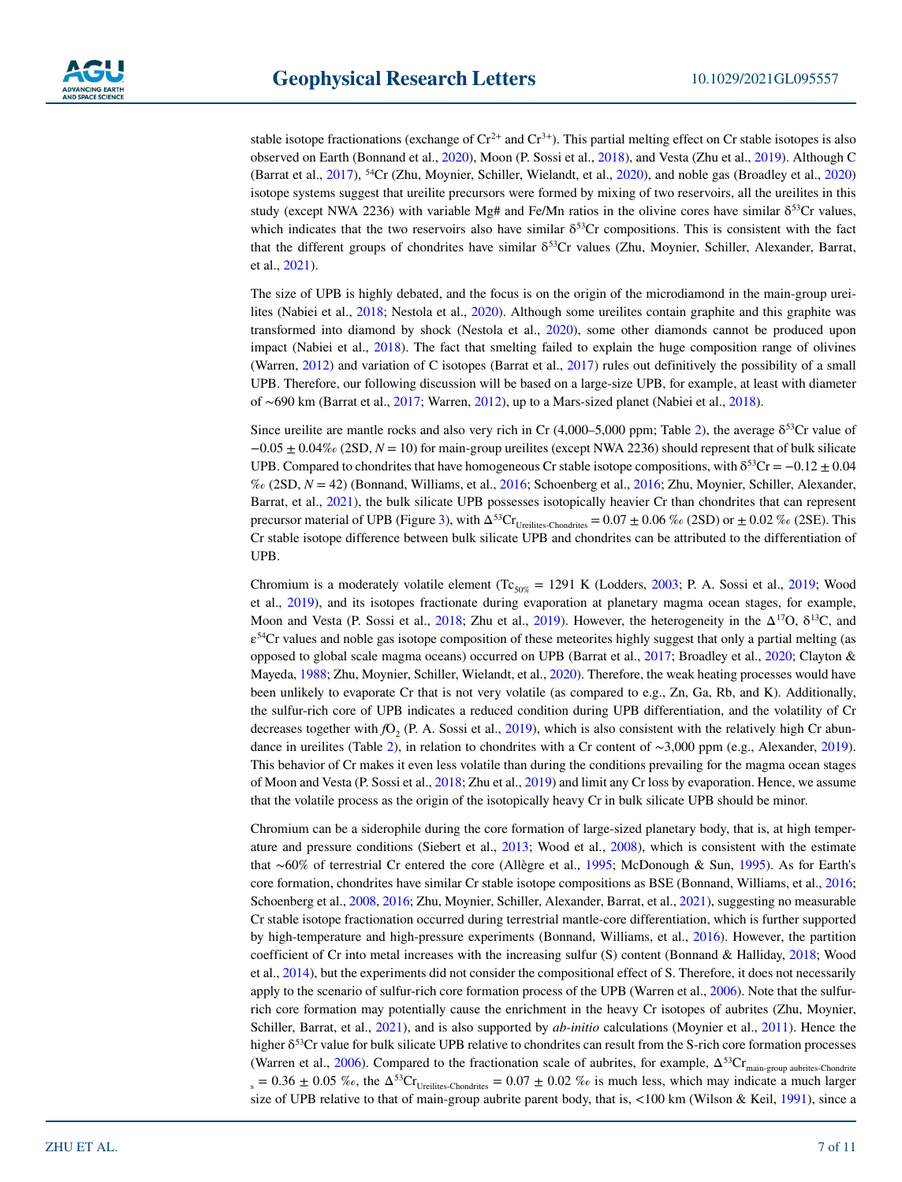stable isotope fractionations (exchange of $Cr^{2+}$ and $Cr^{3+}$). This partial melting effect on Cr stable isotopes is also observed on Earth (Bonnand et al., 2020), Moon (P. Sossi et al., 2018), and Vesta (Zhu et al., 2019). Although C (Barrat et al., 2017), $^{54}$Cr (Zhu, Moynier, Schiller, Wielandt, et al., 2020), and noble gas (Broadley et al., 2020) isotope systems suggest that ureilite precursors were formed by mixing of two reservoirs, all the ureilites in this study (except NWA 2236) with variable Mg# and Fe/Mn ratios in the olivine cores have similar $\delta^{53}$Cr values, which indicates that the two reservoirs also have similar $\delta^{53}$Cr compositions. This is consistent with the fact that the different groups of chondrites have similar $\delta^{53}$Cr values (Zhu, Moynier, Schiller, Alexander, Barrat, et al., 2021).

The size of UPB is highly debated, and the focus is on the origin of the microdiamond in the main-group ureilites (Nabiei et al., 2018; Nestola et al., 2020). Although some ureilites contain graphite and this graphite was transformed into diamond by shock (Nestola et al., 2020), some other diamonds cannot be produced upon impact (Nabiei et al., 2018). The fact that smelting failed to explain the huge composition range of olivines (Warren, 2012) and variation of C isotopes (Barrat et al., 2017) rules out definitively the possibility of a small UPB. Therefore, our following discussion will be based on a large-size UPB, for example, at least with diameter of ∼690 km (Barrat et al., 2017; Warren, 2012), up to a Mars-sized planet (Nabiei et al., 2018).

Since ureilite are mantle rocks and also very rich in Cr (4,000–5,000 ppm; Table 2), the average $\delta^{53}$Cr value of $-0.05 \pm 0.04$‰ (2SD, $N = 10$) for main-group ureilites (except NWA 2236) should represent that of bulk silicate UPB. Compared to chondrites that have homogeneous Cr stable isotope compositions, with $\delta^{53}\text{Cr} = -0.12 \pm 0.04$ ‰ (2SD, $N = 42$) (Bonnand, Williams, et al., 2016; Schoenberg et al., 2016; Zhu, Moynier, Schiller, Alexander, Barrat, et al., 2021), the bulk silicate UPB possesses isotopically heavier Cr than chondrites that can represent precursor material of UPB (Figure 3), with $\Delta^{53}\text{Cr}_{\text{Ureilites-Chondrites}} = 0.07 \pm 0.06$ ‰ (2SD) or $\pm$ 0.02 ‰ (2SE). This Cr stable isotope difference between bulk silicate UPB and chondrites can be attributed to the differentiation of UPB.

Chromium is a moderately volatile element ($\text{Tc}_{50\%}$ = 1291 K (Lodders, 2003; P. A. Sossi et al., 2019; Wood et al., 2019), and its isotopes fractionate during evaporation at planetary magma ocean stages, for example, Moon and Vesta (P. Sossi et al., 2018; Zhu et al., 2019). However, the heterogeneity in the $\Delta^{17}$O, $\delta^{13}$C, and $\varepsilon^{54}$Cr values and noble gas isotope composition of these meteorites highly suggest that only a partial melting (as opposed to global scale magma oceans) occurred on UPB (Barrat et al., 2017; Broadley et al., 2020; Clayton & Mayeda, 1988; Zhu, Moynier, Schiller, Wielandt, et al., 2020). Therefore, the weak heating processes would have been unlikely to evaporate Cr that is not very volatile (as compared to e.g., Zn, Ga, Rb, and K). Additionally, the sulfur-rich core of UPB indicates a reduced condition during UPB differentiation, and the volatility of Cr decreases together with $fO_2$ (P. A. Sossi et al., 2019), which is also consistent with the relatively high Cr abundance in ureilites (Table 2), in relation to chondrites with a Cr content of ∼3,000 ppm (e.g., Alexander, 2019). This behavior of Cr makes it even less volatile than during the conditions prevailing for the magma ocean stages of Moon and Vesta (P. Sossi et al., 2018; Zhu et al., 2019) and limit any Cr loss by evaporation. Hence, we assume that the volatile process as the origin of the isotopically heavy Cr in bulk silicate UPB should be minor.

Chromium can be a siderophile during the core formation of large-sized planetary body, that is, at high temperature and pressure conditions (Siebert et al., 2013; Wood et al., 2008), which is consistent with the estimate that ∼60% of terrestrial Cr entered the core (Allègre et al., 1995; McDonough & Sun, 1995). As for Earth's core formation, chondrites have similar Cr stable isotope compositions as BSE (Bonnand, Williams, et al., 2016; Schoenberg et al., 2008, 2016; Zhu, Moynier, Schiller, Alexander, Barrat, et al., 2021), suggesting no measurable Cr stable isotope fractionation occurred during terrestrial mantle-core differentiation, which is further supported by high-temperature and high-pressure experiments (Bonnand, Williams, et al., 2016). However, the partition coefficient of Cr into metal increases with the increasing sulfur (S) content (Bonnand & Halliday, 2018; Wood et al., 2014), but the experiments did not consider the compositional effect of S. Therefore, it does not necessarily apply to the scenario of sulfur-rich core formation process of the UPB (Warren et al., 2006). Note that the sulfur-rich core formation may potentially cause the enrichment in the heavy Cr isotopes of aubrites (Zhu, Moynier, Schiller, Barrat, et al., 2021), and is also supported by *ab-initio* calculations (Moynier et al., 2011). Hence the higher $\delta^{53}$Cr value for bulk silicate UPB relative to chondrites can result from the S-rich core formation processes (Warren et al., 2006). Compared to the fractionation scale of aubrites, for example, $\Delta^{53}\text{Cr}_{\text{main-group aubrites-Chondrites}} = 0.36 \pm 0.05$ ‰, the $\Delta^{53}\text{Cr}_{\text{Ureilites-Chondrites}} = 0.07 \pm 0.02$ ‰ is much less, which may indicate a much larger size of UPB relative to that of main-group aubrite parent body, that is, <100 km (Wilson & Keil, 1991), since a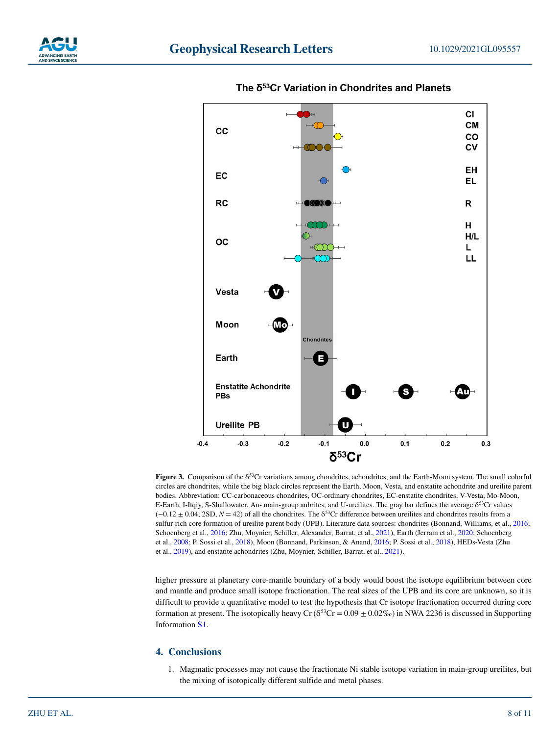**Figure 3.** Comparison of the $\delta^{53}$Cr variations among chondrites, achondrites, and the Earth-Moon system. The small colorful circles are chondrites, while the big black circles represent the Earth, Moon, Vesta, and enstatite achondrite and ureilite parent bodies. Abbreviation: CC-carbonaceous chondrites, OC-ordinary chondrites, EC-enstatite chondrites, V-Vesta, Mo-Moon, E-Earth, I-Itqiy, S-Shallowater, Au- main-group aubrites, and U-ureilites. The gray bar defines the average $\delta^{53}$Cr values ($-0.12 \pm 0.04$; 2SD, $N = 42$) of all the chondrites. The $\delta^{53}$Cr difference between ureilites and chondrites results from a sulfur-rich core formation of ureilite parent body (UPB). Literature data sources: chondrites (Bonnand, Williams, et al., 2016; Schoenberg et al., 2016; Zhu, Moynier, Schiller, Alexander, Barrat, et al., 2021), Earth (Jerram et al., 2020; Schoenberg et al., 2008; P. Sossi et al., 2018), Moon (Bonnand, Parkinson, & Anand, 2016; P. Sossi et al., 2018), HEDs-Vesta (Zhu et al., 2019), and enstatite achondrites (Zhu, Moynier, Schiller, Barrat, et al., 2021).

higher pressure at planetary core-mantle boundary of a body would boost the isotope equilibrium between core and mantle and produce small isotope fractionation. The real sizes of the UPB and its core are unknown, so it is difficult to provide a quantitative model to test the hypothesis that Cr isotope fractionation occurred during core formation at present. The isotopically heavy Cr ($\delta^{53}$Cr $= 0.09 \pm 0.02$‰) in NWA 2236 is discussed in Supporting Information S1.

## 4. Conclusions

1. Magmatic processes may not cause the fractionate Ni stable isotope variation in main-group ureilites, but the mixing of isotopically different sulfide and metal phases.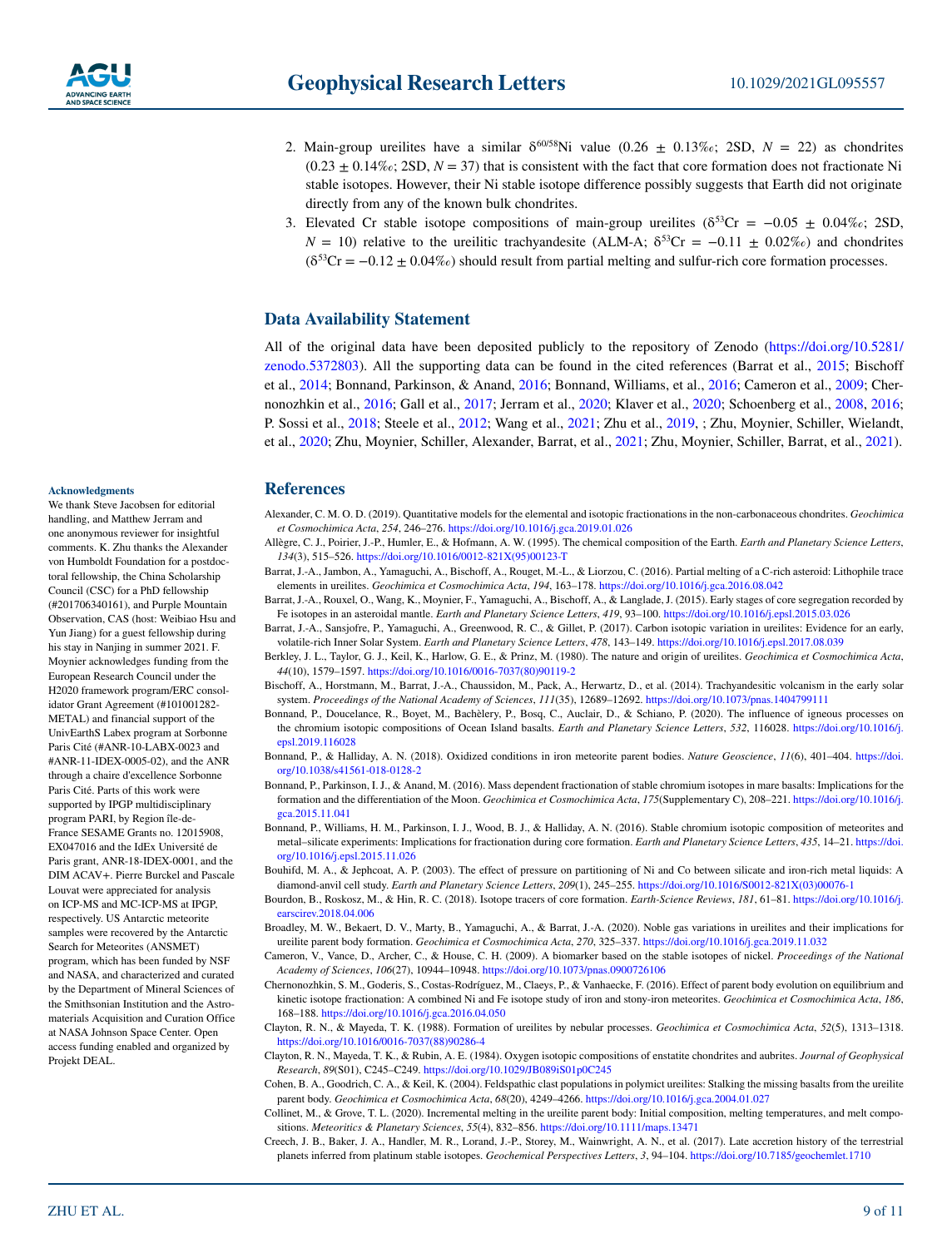2. Main-group ureilites have a similar $\delta^{60/58}$Ni value (0.26 ± 0.13‰; 2SD, $N$ = 22) as chondrites (0.23 ± 0.14‰; 2SD, $N$ = 37) that is consistent with the fact that core formation does not fractionate Ni stable isotopes. However, their Ni stable isotope difference possibly suggests that Earth did not originate directly from any of the known bulk chondrites.
3. Elevated Cr stable isotope compositions of main-group ureilites ($\delta^{53}$Cr = −0.05 ± 0.04‰; 2SD, $N$ = 10) relative to the ureilitic trachyandesite (ALM-A; $\delta^{53}$Cr = −0.11 ± 0.02‰) and chondrites ($\delta^{53}$Cr = −0.12 ± 0.04‰) should result from partial melting and sulfur-rich core formation processes.

## Data Availability Statement

All of the original data have been deposited publicly to the repository of Zenodo (https://doi.org/10.5281/zenodo.5372803). All the supporting data can be found in the cited references (Barrat et al., 2015; Bischoff et al., 2014; Bonnand, Parkinson, & Anand, 2016; Bonnand, Williams, et al., 2016; Cameron et al., 2009; Chernonozhkin et al., 2016; Gall et al., 2017; Jerram et al., 2020; Klaver et al., 2020; Schoenberg et al., 2008, 2016; P. Sossi et al., 2018; Steele et al., 2012; Wang et al., 2021; Zhu et al., 2019, ; Zhu, Moynier, Schiller, Wielandt, et al., 2020; Zhu, Moynier, Schiller, Alexander, Barrat, et al., 2021; Zhu, Moynier, Schiller, Barrat, et al., 2021).

### Acknowledgments

We thank Steve Jacobsen for editorial handling, and Matthew Jerram and one anonymous reviewer for insightful comments. K. Zhu thanks the Alexander von Humboldt Foundation for a postdoctoral fellowship, the China Scholarship Council (CSC) for a PhD fellowship (#201706340161), and Purple Mountain Observation, CAS (host: Weibiao Hsu and Yun Jiang) for a guest fellowship during his stay in Nanjing in summer 2021. F. Moynier acknowledges funding from the European Research Council under the H2020 framework program/ERC consolidator Grant Agreement (#101001282-METAL) and financial support of the UnivEarthS Labex program at Sorbonne Paris Cité (#ANR-10-LABX-0023 and #ANR-11-IDEX-0005-02), and the ANR through a chaire d'excellence Sorbonne Paris Cité. Parts of this work were supported by IPGP multidisciplinary program PARI, by Region île-de-France SESAME Grants no. 12015908, EX047016 and the IdEx Université de Paris grant, ANR-18-IDEX-0001, and the DIM ACAV+. Pierre Burckel and Pascale Louvat were appreciated for analysis on ICP-MS and MC-ICP-MS at IPGP, respectively. US Antarctic meteorite samples were recovered by the Antarctic Search for Meteorites (ANSMET) program, which has been funded by NSF and NASA, and characterized and curated by the Department of Mineral Sciences of the Smithsonian Institution and the Astromaterials Acquisition and Curation Office at NASA Johnson Space Center. Open access funding enabled and organized by Projekt DEAL.

## References

Alexander, C. M. O. D. (2019). Quantitative models for the elemental and isotopic fractionations in the non-carbonaceous chondrites. *Geochimica et Cosmochimica Acta*, *254*, 246–276. https://doi.org/10.1016/j.gca.2019.01.026

Allègre, C. J., Poirier, J.-P., Humler, E., & Hofmann, A. W. (1995). The chemical composition of the Earth. *Earth and Planetary Science Letters*, *134*(3), 515–526. https://doi.org/10.1016/0012-821X(95)00123-T

Barrat, J.-A., Jambon, A., Yamaguchi, A., Bischoff, A., Rouget, M.-L., & Liorzou, C. (2016). Partial melting of a C-rich asteroid: Lithophile trace elements in ureilites. *Geochimica et Cosmochimica Acta*, *194*, 163–178. https://doi.org/10.1016/j.gca.2016.08.042

Barrat, J.-A., Rouxel, O., Wang, K., Moynier, F., Yamaguchi, A., Bischoff, A., & Langlade, J. (2015). Early stages of core segregation recorded by Fe isotopes in an asteroidal mantle. *Earth and Planetary Science Letters*, *419*, 93–100. https://doi.org/10.1016/j.epsl.2015.03.026

Barrat, J.-A., Sansjofre, P., Yamaguchi, A., Greenwood, R. C., & Gillet, P. (2017). Carbon isotopic variation in ureilites: Evidence for an early, volatile-rich Inner Solar System. *Earth and Planetary Science Letters*, *478*, 143–149. https://doi.org/10.1016/j.epsl.2017.08.039

Berkley, J. L., Taylor, G. J., Keil, K., Harlow, G. E., & Prinz, M. (1980). The nature and origin of ureilites. *Geochimica et Cosmochimica Acta*, *44*(10), 1579–1597. https://doi.org/10.1016/0016-7037(80)90119-2

Bischoff, A., Horstmann, M., Barrat, J.-A., Chaussidon, M., Pack, A., Herwartz, D., et al. (2014). Trachyandesitic volcanism in the early solar system. *Proceedings of the National Academy of Sciences*, *111*(35), 12689–12692. https://doi.org/10.1073/pnas.1404799111

Bonnand, P., Doucelance, R., Boyet, M., Bachèlery, P., Bosq, C., Auclair, D., & Schiano, P. (2020). The influence of igneous processes on the chromium isotopic compositions of Ocean Island basalts. *Earth and Planetary Science Letters*, *532*, 116028. https://doi.org/10.1016/j.epsl.2019.116028

Bonnand, P., & Halliday, A. N. (2018). Oxidized conditions in iron meteorite parent bodies. *Nature Geoscience*, *11*(6), 401–404. https://doi.org/10.1038/s41561-018-0128-2

Bonnand, P., Parkinson, I. J., & Anand, M. (2016). Mass dependent fractionation of stable chromium isotopes in mare basalts: Implications for the formation and the differentiation of the Moon. *Geochimica et Cosmochimica Acta*, *175*(Supplementary C), 208–221. https://doi.org/10.1016/j.gca.2015.11.041

Bonnand, P., Williams, H. M., Parkinson, I. J., Wood, B. J., & Halliday, A. N. (2016). Stable chromium isotopic composition of meteorites and metal–silicate experiments: Implications for fractionation during core formation. *Earth and Planetary Science Letters*, *435*, 14–21. https://doi.org/10.1016/j.epsl.2015.11.026

Bouhifd, M. A., & Jephcoat, A. P. (2003). The effect of pressure on partitioning of Ni and Co between silicate and iron-rich metal liquids: A diamond-anvil cell study. *Earth and Planetary Science Letters*, *209*(1), 245–255. https://doi.org/10.1016/S0012-821X(03)00076-1

Bourdon, B., Roskosz, M., & Hin, R. C. (2018). Isotope tracers of core formation. *Earth-Science Reviews*, *181*, 61–81. https://doi.org/10.1016/j.earscirev.2018.04.006

Broadley, M. W., Bekaert, D. V., Marty, B., Yamaguchi, A., & Barrat, J.-A. (2020). Noble gas variations in ureilites and their implications for ureilite parent body formation. *Geochimica et Cosmochimica Acta*, *270*, 325–337. https://doi.org/10.1016/j.gca.2019.11.032

Cameron, V., Vance, D., Archer, C., & House, C. H. (2009). A biomarker based on the stable isotopes of nickel. *Proceedings of the National Academy of Sciences*, *106*(27), 10944–10948. https://doi.org/10.1073/pnas.0900726106

Chernonozhkin, S. M., Goderis, S., Costas-Rodríguez, M., Claeys, P., & Vanhaecke, F. (2016). Effect of parent body evolution on equilibrium and kinetic isotope fractionation: A combined Ni and Fe isotope study of iron and stony-iron meteorites. *Geochimica et Cosmochimica Acta*, *186*, 168–188. https://doi.org/10.1016/j.gca.2016.04.050

Clayton, R. N., & Mayeda, T. K. (1988). Formation of ureilites by nebular processes. *Geochimica et Cosmochimica Acta*, *52*(5), 1313–1318. https://doi.org/10.1016/0016-7037(88)90286-4

Clayton, R. N., Mayeda, T. K., & Rubin, A. E. (1984). Oxygen isotopic compositions of enstatite chondrites and aubrites. *Journal of Geophysical Research*, *89*(S01), C245–C249. https://doi.org/10.1029/JB089iS01p0C245

Cohen, B. A., Goodrich, C. A., & Keil, K. (2004). Feldspathic clast populations in polymict ureilites: Stalking the missing basalts from the ureilite parent body. *Geochimica et Cosmochimica Acta*, *68*(20), 4249–4266. https://doi.org/10.1016/j.gca.2004.01.027

Collinet, M., & Grove, T. L. (2020). Incremental melting in the ureilite parent body: Initial composition, melting temperatures, and melt compositions. *Meteoritics & Planetary Sciences*, *55*(4), 832–856. https://doi.org/10.1111/maps.13471

Creech, J. B., Baker, J. A., Handler, M. R., Lorand, J.-P., Storey, M., Wainwright, A. N., et al. (2017). Late accretion history of the terrestrial planets inferred from platinum stable isotopes. *Geochemical Perspectives Letters*, *3*, 94–104. https://doi.org/10.7185/geochemlet.1710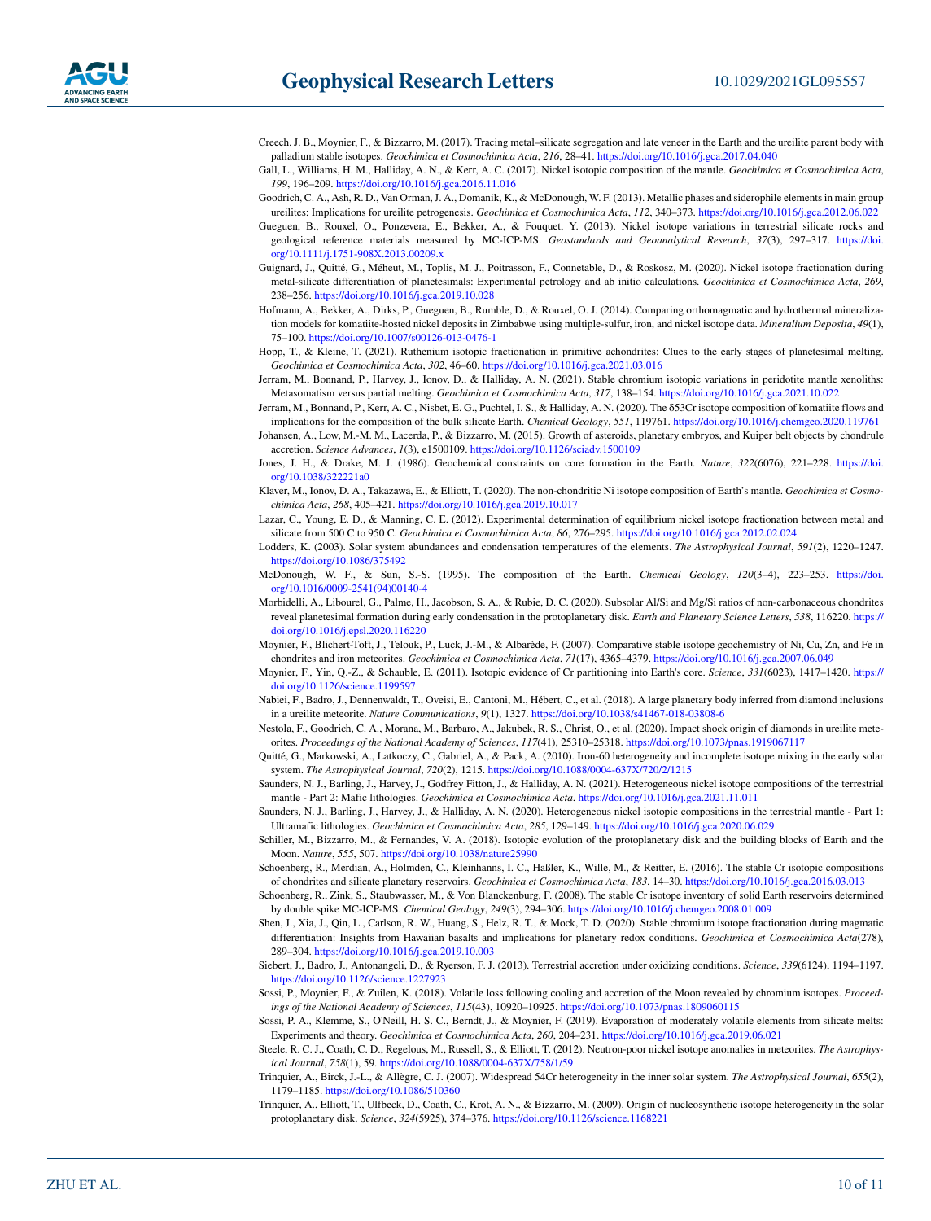Creech, J. B., Moynier, F., & Bizzarro, M. (2017). Tracing metal–silicate segregation and late veneer in the Earth and the ureilite parent body with palladium stable isotopes. *Geochimica et Cosmochimica Acta*, *216*, 28–41. https://doi.org/10.1016/j.gca.2017.04.040

Gall, L., Williams, H. M., Halliday, A. N., & Kerr, A. C. (2017). Nickel isotopic composition of the mantle. *Geochimica et Cosmochimica Acta*, *199*, 196–209. https://doi.org/10.1016/j.gca.2016.11.016

Goodrich, C. A., Ash, R. D., Van Orman, J. A., Domanik, K., & McDonough, W. F. (2013). Metallic phases and siderophile elements in main group ureilites: Implications for ureilite petrogenesis. *Geochimica et Cosmochimica Acta*, *112*, 340–373. https://doi.org/10.1016/j.gca.2012.06.022

Gueguen, B., Rouxel, O., Ponzevera, E., Bekker, A., & Fouquet, Y. (2013). Nickel isotope variations in terrestrial silicate rocks and geological reference materials measured by MC-ICP-MS. *Geostandards and Geoanalytical Research*, *37*(3), 297–317. https://doi.org/10.1111/j.1751-908X.2013.00209.x

Guignard, J., Quitté, G., Méheut, M., Toplis, M. J., Poitrasson, F., Connetable, D., & Roskosz, M. (2020). Nickel isotope fractionation during metal-silicate differentiation of planetesimals: Experimental petrology and ab initio calculations. *Geochimica et Cosmochimica Acta*, *269*, 238–256. https://doi.org/10.1016/j.gca.2019.10.028

Hofmann, A., Bekker, A., Dirks, P., Gueguen, B., Rumble, D., & Rouxel, O. J. (2014). Comparing orthomagmatic and hydrothermal mineralization models for komatiite-hosted nickel deposits in Zimbabwe using multiple-sulfur, iron, and nickel isotope data. *Mineralium Deposita*, *49*(1), 75–100. https://doi.org/10.1007/s00126-013-0476-1

Hopp, T., & Kleine, T. (2021). Ruthenium isotopic fractionation in primitive achondrites: Clues to the early stages of planetesimal melting. *Geochimica et Cosmochimica Acta*, *302*, 46–60. https://doi.org/10.1016/j.gca.2021.03.016

Jerram, M., Bonnand, P., Harvey, J., Ionov, D., & Halliday, A. N. (2021). Stable chromium isotopic variations in peridotite mantle xenoliths: Metasomatism versus partial melting. *Geochimica et Cosmochimica Acta*, *317*, 138–154. https://doi.org/10.1016/j.gca.2021.10.022

Jerram, M., Bonnand, P., Kerr, A. C., Nisbet, E. G., Puchtel, I. S., & Halliday, A. N. (2020). The δ53Cr isotope composition of komatiite flows and implications for the composition of the bulk silicate Earth. *Chemical Geology*, *551*, 119761. https://doi.org/10.1016/j.chemgeo.2020.119761

Johansen, A., Low, M.-M. M., Lacerda, P., & Bizzarro, M. (2015). Growth of asteroids, planetary embryos, and Kuiper belt objects by chondrule accretion. *Science Advances*, *1*(3), e1500109. https://doi.org/10.1126/sciadv.1500109

Jones, J. H., & Drake, M. J. (1986). Geochemical constraints on core formation in the Earth. *Nature*, *322*(6076), 221–228. https://doi.org/10.1038/322221a0

Klaver, M., Ionov, D. A., Takazawa, E., & Elliott, T. (2020). The non-chondritic Ni isotope composition of Earth's mantle. *Geochimica et Cosmochimica Acta*, *268*, 405–421. https://doi.org/10.1016/j.gca.2019.10.017

Lazar, C., Young, E. D., & Manning, C. E. (2012). Experimental determination of equilibrium nickel isotope fractionation between metal and silicate from 500 C to 950 C. *Geochimica et Cosmochimica Acta*, *86*, 276–295. https://doi.org/10.1016/j.gca.2012.02.024

Lodders, K. (2003). Solar system abundances and condensation temperatures of the elements. *The Astrophysical Journal*, *591*(2), 1220–1247. https://doi.org/10.1086/375492

McDonough, W. F., & Sun, S.-S. (1995). The composition of the Earth. *Chemical Geology*, *120*(3–4), 223–253. https://doi.org/10.1016/0009-2541(94)00140-4

Morbidelli, A., Libourel, G., Palme, H., Jacobson, S. A., & Rubie, D. C. (2020). Subsolar Al/Si and Mg/Si ratios of non-carbonaceous chondrites reveal planetesimal formation during early condensation in the protoplanetary disk. *Earth and Planetary Science Letters*, *538*, 116220. https://doi.org/10.1016/j.epsl.2020.116220

Moynier, F., Blichert-Toft, J., Telouk, P., Luck, J.-M., & Albarède, F. (2007). Comparative stable isotope geochemistry of Ni, Cu, Zn, and Fe in chondrites and iron meteorites. *Geochimica et Cosmochimica Acta*, *71*(17), 4365–4379. https://doi.org/10.1016/j.gca.2007.06.049

Moynier, F., Yin, Q.-Z., & Schauble, E. (2011). Isotopic evidence of Cr partitioning into Earth's core. *Science*, *331*(6023), 1417–1420. https://doi.org/10.1126/science.1199597

Nabiei, F., Badro, J., Dennenwaldt, T., Oveisi, E., Cantoni, M., Hébert, C., et al. (2018). A large planetary body inferred from diamond inclusions in a ureilite meteorite. *Nature Communications*, *9*(1), 1327. https://doi.org/10.1038/s41467-018-03808-6

Nestola, F., Goodrich, C. A., Morana, M., Barbaro, A., Jakubek, R. S., Christ, O., et al. (2020). Impact shock origin of diamonds in ureilite meteorites. *Proceedings of the National Academy of Sciences*, *117*(41), 25310–25318. https://doi.org/10.1073/pnas.1919067117

Quitté, G., Markowski, A., Latkoczy, C., Gabriel, A., & Pack, A. (2010). Iron-60 heterogeneity and incomplete isotope mixing in the early solar system. *The Astrophysical Journal*, *720*(2), 1215. https://doi.org/10.1088/0004-637X/720/2/1215

Saunders, N. J., Barling, J., Harvey, J., Godfrey Fitton, J., & Halliday, A. N. (2021). Heterogeneous nickel isotope compositions of the terrestrial mantle - Part 2: Mafic lithologies. *Geochimica et Cosmochimica Acta*. https://doi.org/10.1016/j.gca.2021.11.011

Saunders, N. J., Barling, J., Harvey, J., & Halliday, A. N. (2020). Heterogeneous nickel isotopic compositions in the terrestrial mantle - Part 1: Ultramafic lithologies. *Geochimica et Cosmochimica Acta*, *285*, 129–149. https://doi.org/10.1016/j.gca.2020.06.029

Schiller, M., Bizzarro, M., & Fernandes, V. A. (2018). Isotopic evolution of the protoplanetary disk and the building blocks of Earth and the Moon. *Nature*, *555*, 507. https://doi.org/10.1038/nature25990

Schoenberg, R., Merdian, A., Holmden, C., Kleinhanns, I. C., Haßler, K., Wille, M., & Reitter, E. (2016). The stable Cr isotopic compositions of chondrites and silicate planetary reservoirs. *Geochimica et Cosmochimica Acta*, *183*, 14–30. https://doi.org/10.1016/j.gca.2016.03.013

Schoenberg, R., Zink, S., Staubwasser, M., & Von Blanckenburg, F. (2008). The stable Cr isotope inventory of solid Earth reservoirs determined by double spike MC-ICP-MS. *Chemical Geology*, *249*(3), 294–306. https://doi.org/10.1016/j.chemgeo.2008.01.009

Shen, J., Xia, J., Qin, L., Carlson, R. W., Huang, S., Helz, R. T., & Mock, T. D. (2020). Stable chromium isotope fractionation during magmatic differentiation: Insights from Hawaiian basalts and implications for planetary redox conditions. *Geochimica et Cosmochimica Acta*(278), 289–304. https://doi.org/10.1016/j.gca.2019.10.003

Siebert, J., Badro, J., Antonangeli, D., & Ryerson, F. J. (2013). Terrestrial accretion under oxidizing conditions. *Science*, *339*(6124), 1194–1197. https://doi.org/10.1126/science.1227923

Sossi, P., Moynier, F., & Zuilen, K. (2018). Volatile loss following cooling and accretion of the Moon revealed by chromium isotopes. *Proceedings of the National Academy of Sciences*, *115*(43), 10920–10925. https://doi.org/10.1073/pnas.1809060115

Sossi, P. A., Klemme, S., O'Neill, H. S. C., Berndt, J., & Moynier, F. (2019). Evaporation of moderately volatile elements from silicate melts: Experiments and theory. *Geochimica et Cosmochimica Acta*, *260*, 204–231. https://doi.org/10.1016/j.gca.2019.06.021

Steele, R. C. J., Coath, C. D., Regelous, M., Russell, S., & Elliott, T. (2012). Neutron-poor nickel isotope anomalies in meteorites. *The Astrophysical Journal*, *758*(1), 59. https://doi.org/10.1088/0004-637X/758/1/59

Trinquier, A., Birck, J.-L., & Allègre, C. J. (2007). Widespread 54Cr heterogeneity in the inner solar system. *The Astrophysical Journal*, *655*(2), 1179–1185. https://doi.org/10.1086/510360

Trinquier, A., Elliott, T., Ulfbeck, D., Coath, C., Krot, A. N., & Bizzarro, M. (2009). Origin of nucleosynthetic isotope heterogeneity in the solar protoplanetary disk. *Science*, *324*(5925), 374–376. https://doi.org/10.1126/science.1168221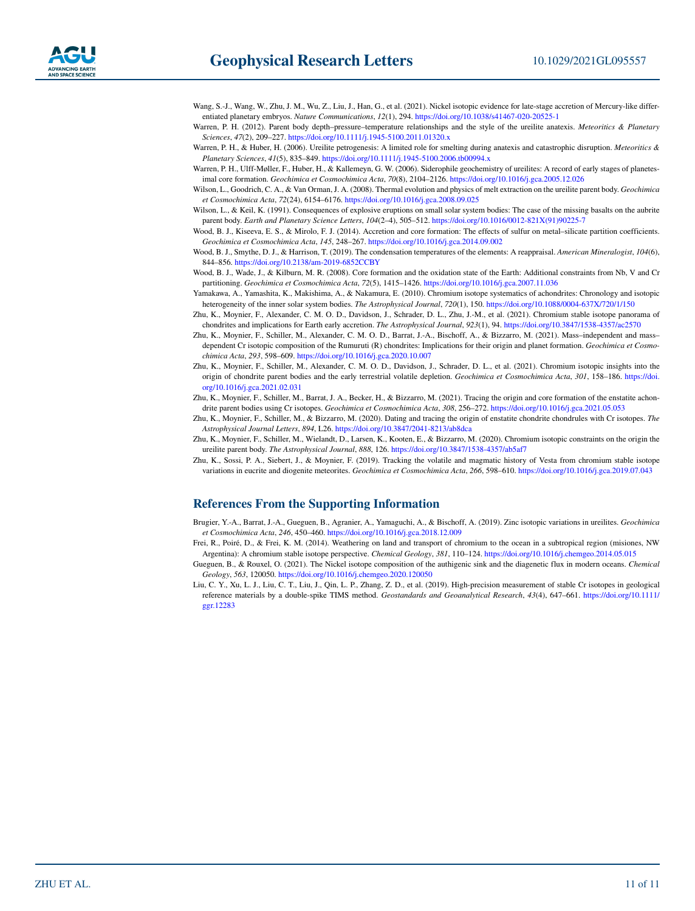Wang, S.-J., Wang, W., Zhu, J. M., Wu, Z., Liu, J., Han, G., et al. (2021). Nickel isotopic evidence for late-stage accretion of Mercury-like differentiated planetary embryos. *Nature Communications*, *12*(1), 294. https://doi.org/10.1038/s41467-020-20525-1

Warren, P. H. (2012). Parent body depth–pressure–temperature relationships and the style of the ureilite anatexis. *Meteoritics & Planetary Sciences*, *47*(2), 209–227. https://doi.org/10.1111/j.1945-5100.2011.01320.x

Warren, P. H., & Huber, H. (2006). Ureilite petrogenesis: A limited role for smelting during anatexis and catastrophic disruption. *Meteoritics & Planetary Sciences*, *41*(5), 835–849. https://doi.org/10.1111/j.1945-5100.2006.tb00994.x

Warren, P. H., Ulff-Møller, F., Huber, H., & Kallemeyn, G. W. (2006). Siderophile geochemistry of ureilites: A record of early stages of planetesimal core formation. *Geochimica et Cosmochimica Acta*, *70*(8), 2104–2126. https://doi.org/10.1016/j.gca.2005.12.026

Wilson, L., Goodrich, C. A., & Van Orman, J. A. (2008). Thermal evolution and physics of melt extraction on the ureilite parent body. *Geochimica et Cosmochimica Acta*, *72*(24), 6154–6176. https://doi.org/10.1016/j.gca.2008.09.025

Wilson, L., & Keil, K. (1991). Consequences of explosive eruptions on small solar system bodies: The case of the missing basalts on the aubrite parent body. *Earth and Planetary Science Letters*, *104*(2–4), 505–512. https://doi.org/10.1016/0012-821X(91)90225-7

Wood, B. J., Kiseeva, E. S., & Mirolo, F. J. (2014). Accretion and core formation: The effects of sulfur on metal–silicate partition coefficients. *Geochimica et Cosmochimica Acta*, *145*, 248–267. https://doi.org/10.1016/j.gca.2014.09.002

Wood, B. J., Smythe, D. J., & Harrison, T. (2019). The condensation temperatures of the elements: A reappraisal. *American Mineralogist*, *104*(6), 844–856. https://doi.org/10.2138/am-2019-6852CCBY

Wood, B. J., Wade, J., & Kilburn, M. R. (2008). Core formation and the oxidation state of the Earth: Additional constraints from Nb, V and Cr partitioning. *Geochimica et Cosmochimica Acta*, *72*(5), 1415–1426. https://doi.org/10.1016/j.gca.2007.11.036

Yamakawa, A., Yamashita, K., Makishima, A., & Nakamura, E. (2010). Chromium isotope systematics of achondrites: Chronology and isotopic heterogeneity of the inner solar system bodies. *The Astrophysical Journal*, *720*(1), 150. https://doi.org/10.1088/0004-637X/720/1/150

Zhu, K., Moynier, F., Alexander, C. M. O. D., Davidson, J., Schrader, D. L., Zhu, J.-M., et al. (2021). Chromium stable isotope panorama of chondrites and implications for Earth early accretion. *The Astrophysical Journal*, *923*(1), 94. https://doi.org/10.3847/1538-4357/ac2570

Zhu, K., Moynier, F., Schiller, M., Alexander, C. M. O. D., Barrat, J.-A., Bischoff, A., & Bizzarro, M. (2021). Mass–independent and mass–dependent Cr isotopic composition of the Rumuruti (R) chondrites: Implications for their origin and planet formation. *Geochimica et Cosmochimica Acta*, *293*, 598–609. https://doi.org/10.1016/j.gca.2020.10.007

Zhu, K., Moynier, F., Schiller, M., Alexander, C. M. O. D., Davidson, J., Schrader, D. L., et al. (2021). Chromium isotopic insights into the origin of chondrite parent bodies and the early terrestrial volatile depletion. *Geochimica et Cosmochimica Acta*, *301*, 158–186. https://doi.org/10.1016/j.gca.2021.02.031

Zhu, K., Moynier, F., Schiller, M., Barrat, J. A., Becker, H., & Bizzarro, M. (2021). Tracing the origin and core formation of the enstatite achondrite parent bodies using Cr isotopes. *Geochimica et Cosmochimica Acta*, *308*, 256–272. https://doi.org/10.1016/j.gca.2021.05.053

Zhu, K., Moynier, F., Schiller, M., & Bizzarro, M. (2020). Dating and tracing the origin of enstatite chondrite chondrules with Cr isotopes. *The Astrophysical Journal Letters*, *894*, L26. https://doi.org/10.3847/2041-8213/ab8dca

Zhu, K., Moynier, F., Schiller, M., Wielandt, D., Larsen, K., Kooten, E., & Bizzarro, M. (2020). Chromium isotopic constraints on the origin of the ureilite parent body. *The Astrophysical Journal*, *888*, 126. https://doi.org/10.3847/1538-4357/ab5af7

Zhu, K., Sossi, P. A., Siebert, J., & Moynier, F. (2019). Tracking the volatile and magmatic history of Vesta from chromium stable isotope variations in eucrite and diogenite meteorites. *Geochimica et Cosmochimica Acta*, *266*, 598–610. https://doi.org/10.1016/j.gca.2019.07.043

## References From the Supporting Information

Brugier, Y.-A., Barrat, J.-A., Gueguen, B., Agranier, A., Yamaguchi, A., & Bischoff, A. (2019). Zinc isotopic variations in ureilites. *Geochimica et Cosmochimica Acta*, *246*, 450–460. https://doi.org/10.1016/j.gca.2018.12.009

Frei, R., Poiré, D., & Frei, K. M. (2014). Weathering on land and transport of chromium to the ocean in a subtropical region (misiones, NW Argentina): A chromium stable isotope perspective. *Chemical Geology*, *381*, 110–124. https://doi.org/10.1016/j.chemgeo.2014.05.015

Gueguen, B., & Rouxel, O. (2021). The Nickel isotope composition of the authigenic sink and the diagenetic flux in modern oceans. *Chemical Geology*, *563*, 120050. https://doi.org/10.1016/j.chemgeo.2020.120050

Liu, C. Y., Xu, L. J., Liu, C. T., Liu, J., Qin, L. P., Zhang, Z. D., et al. (2019). High-precision measurement of stable Cr isotopes in geological reference materials by a double-spike TIMS method. *Geostandards and Geoanalytical Research*, *43*(4), 647–661. https://doi.org/10.1111/ggr.12283